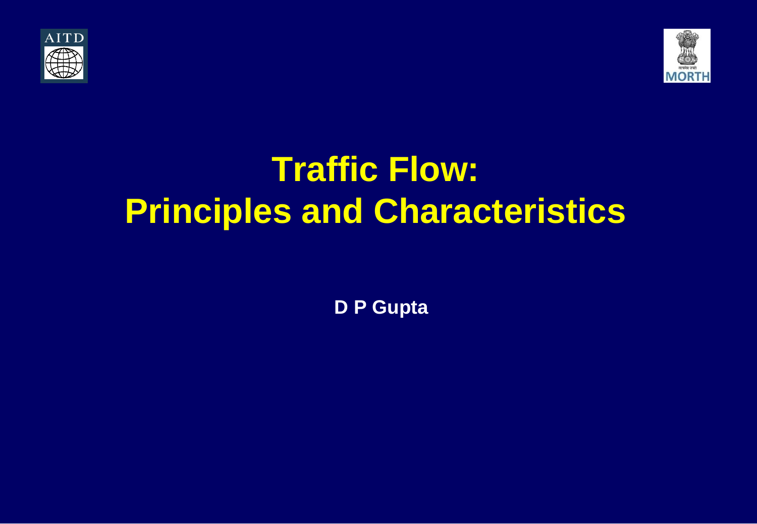# Traffic Flow: Principles and Characteristics

**D P Gupta**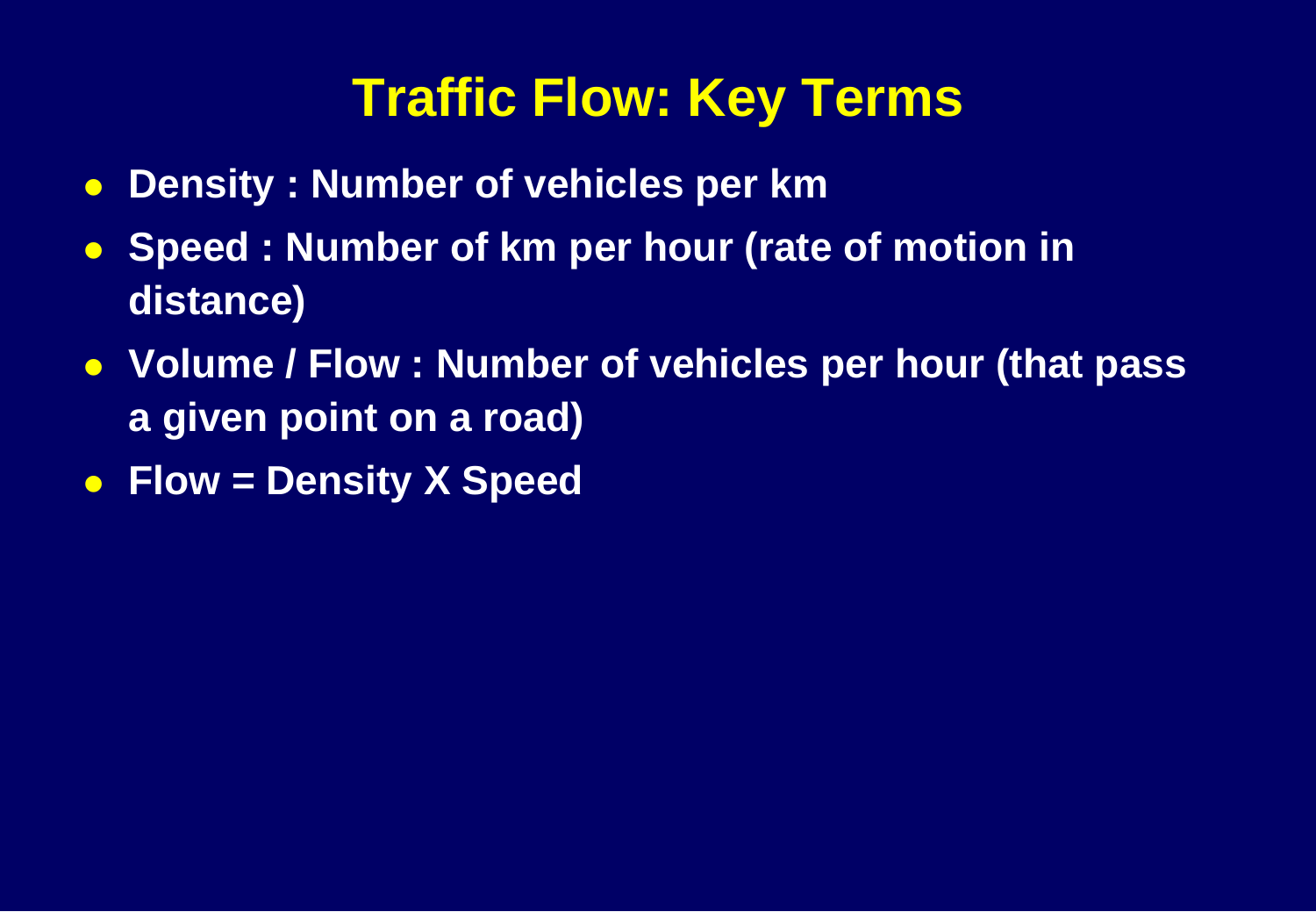# Traffic Flow: Key Terms

- **Density : Number of vehicles per km**
- **Speed : Number of km per hour (rate of motion in distance)**
- **Volume / Flow : Number of vehicles per hour (that pass a given point on a road)**
- **Flow = Density X Speed**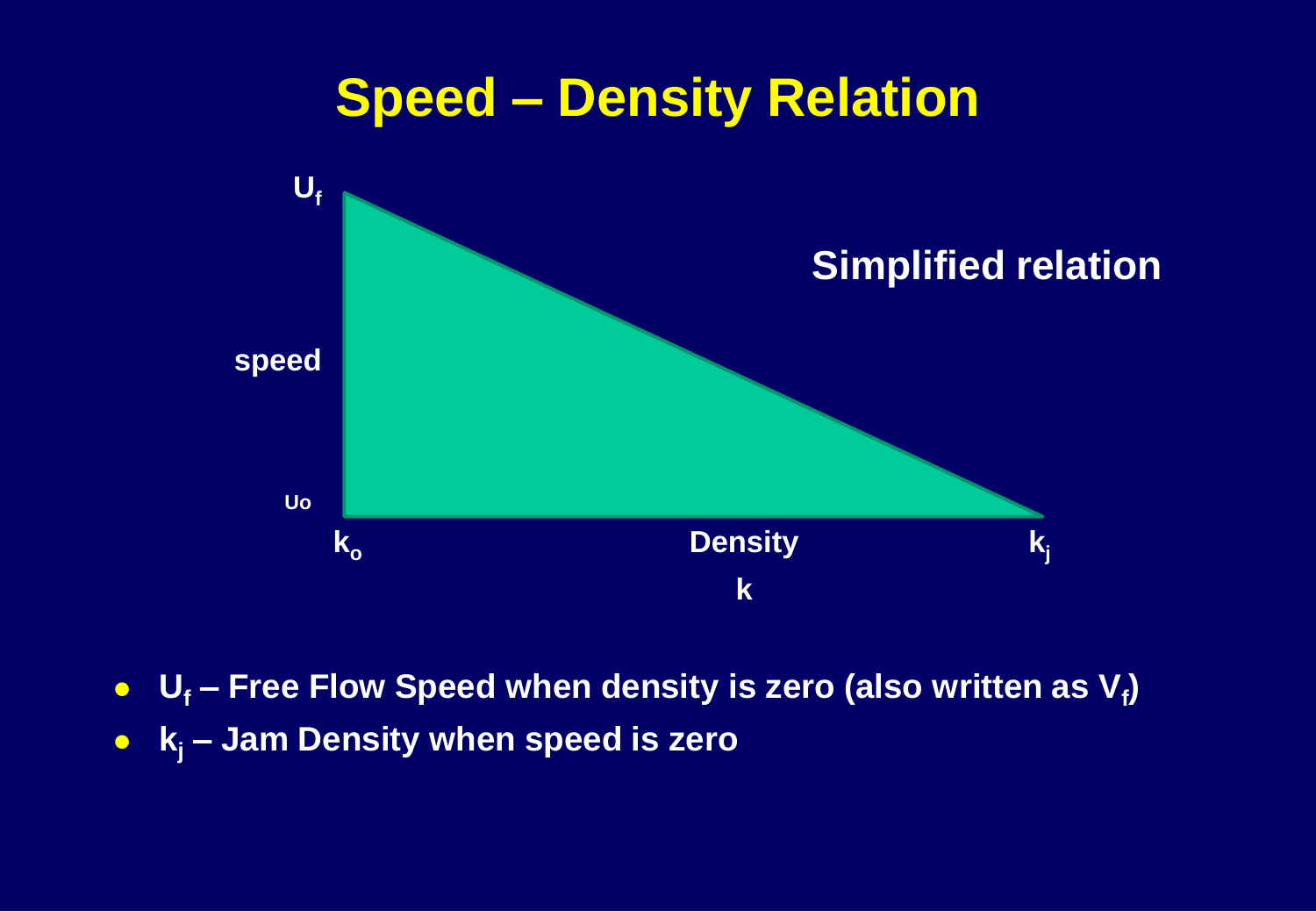# Speed – Density Relation

$U_f$

speed

Uo

$k_o$ Density k $k_j$

**Simplified relation**

- **$U_f$ – Free Flow Speed when density is zero (also written as $V_f$)**
- **$k_j$ – Jam Density when speed is zero**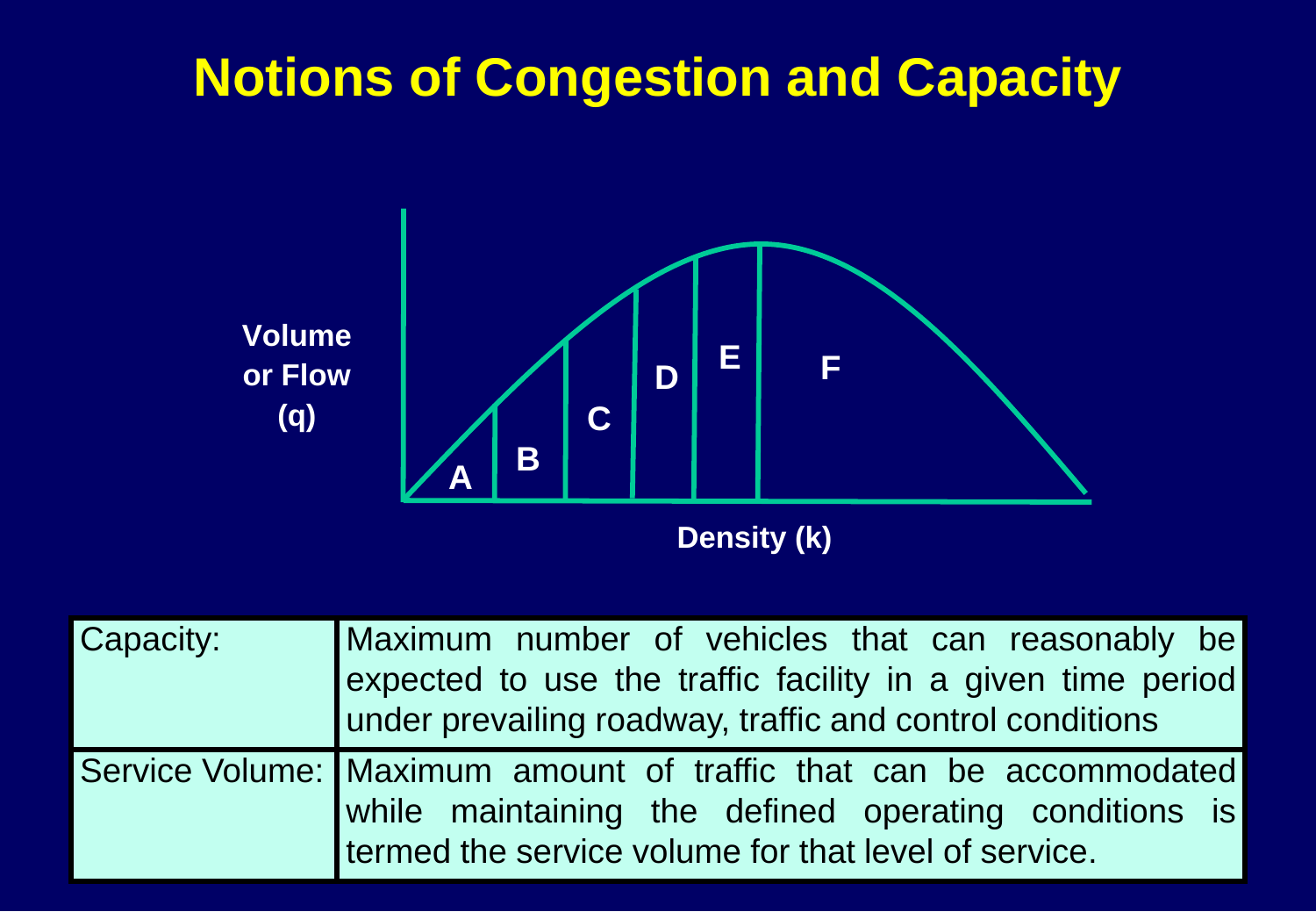# Notions of Congestion and Capacity

Volume or Flow (q)

A B C D E F

Density (k)

| Capacity: | Maximum number of vehicles that can reasonably be expected to use the traffic facility in a given time period under prevailing roadway, traffic and control conditions |
|---|---|
| Service Volume: | Maximum amount of traffic that can be accommodated while maintaining the defined operating conditions is termed the service volume for that level of service. |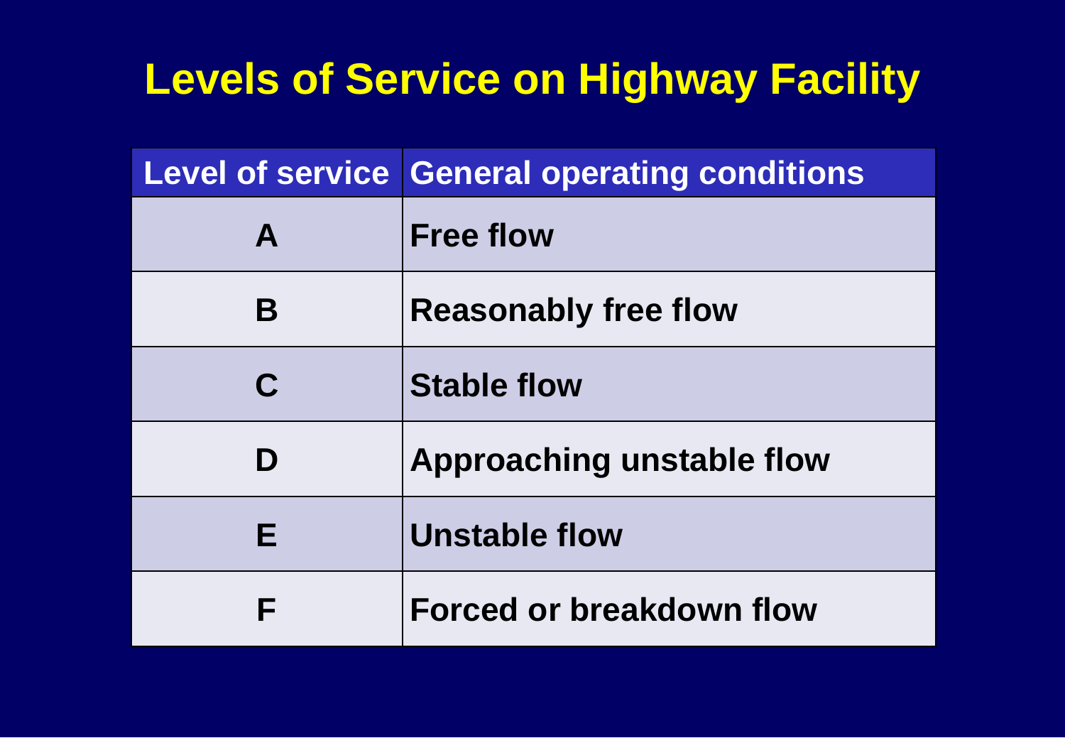# Levels of Service on Highway Facility

| Level of service | General operating conditions |
| --- | --- |
| A | Free flow |
| B | Reasonably free flow |
| C | Stable flow |
| D | Approaching unstable flow |
| E | Unstable flow |
| F | Forced or breakdown flow |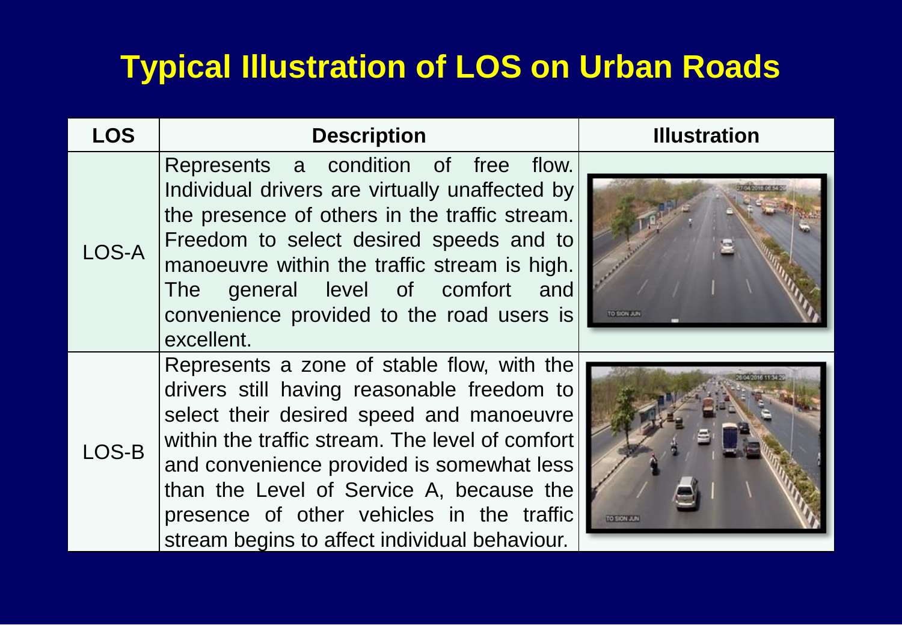# Typical Illustration of LOS on Urban Roads

| LOS | Description | Illustration |
|---|---|---|
| LOS-A | Represents a condition of free flow. Individual drivers are virtually unaffected by the presence of others in the traffic stream. Freedom to select desired speeds and to manoeuvre within the traffic stream is high. The general level of comfort and convenience provided to the road users is excellent. | |
| LOS-B | Represents a zone of stable flow, with the drivers still having reasonable freedom to select their desired speed and manoeuvre within the traffic stream. The level of comfort and convenience provided is somewhat less than the Level of Service A, because the presence of other vehicles in the traffic stream begins to affect individual behaviour. | |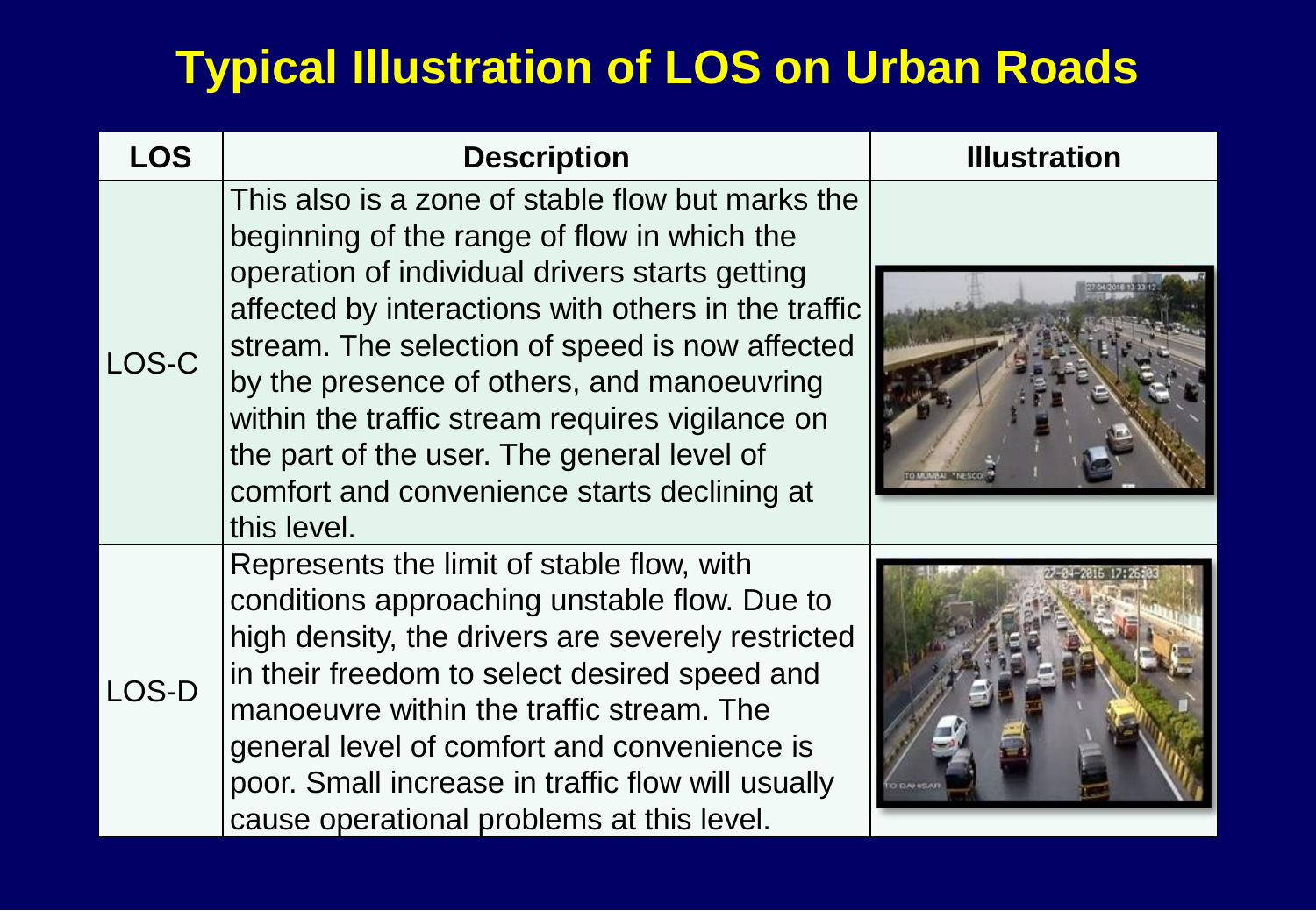# Typical Illustration of LOS on Urban Roads

| LOS | Description | Illustration |
|---|---|---|
| LOS-C | This also is a zone of stable flow but marks the beginning of the range of flow in which the operation of individual drivers starts getting affected by interactions with others in the traffic stream. The selection of speed is now affected by the presence of others, and manoeuvring within the traffic stream requires vigilance on the part of the user. The general level of comfort and convenience starts declining at this level. | |
| LOS-D | Represents the limit of stable flow, with conditions approaching unstable flow. Due to high density, the drivers are severely restricted in their freedom to select desired speed and manoeuvre within the traffic stream. The general level of comfort and convenience is poor. Small increase in traffic flow will usually cause operational problems at this level. | |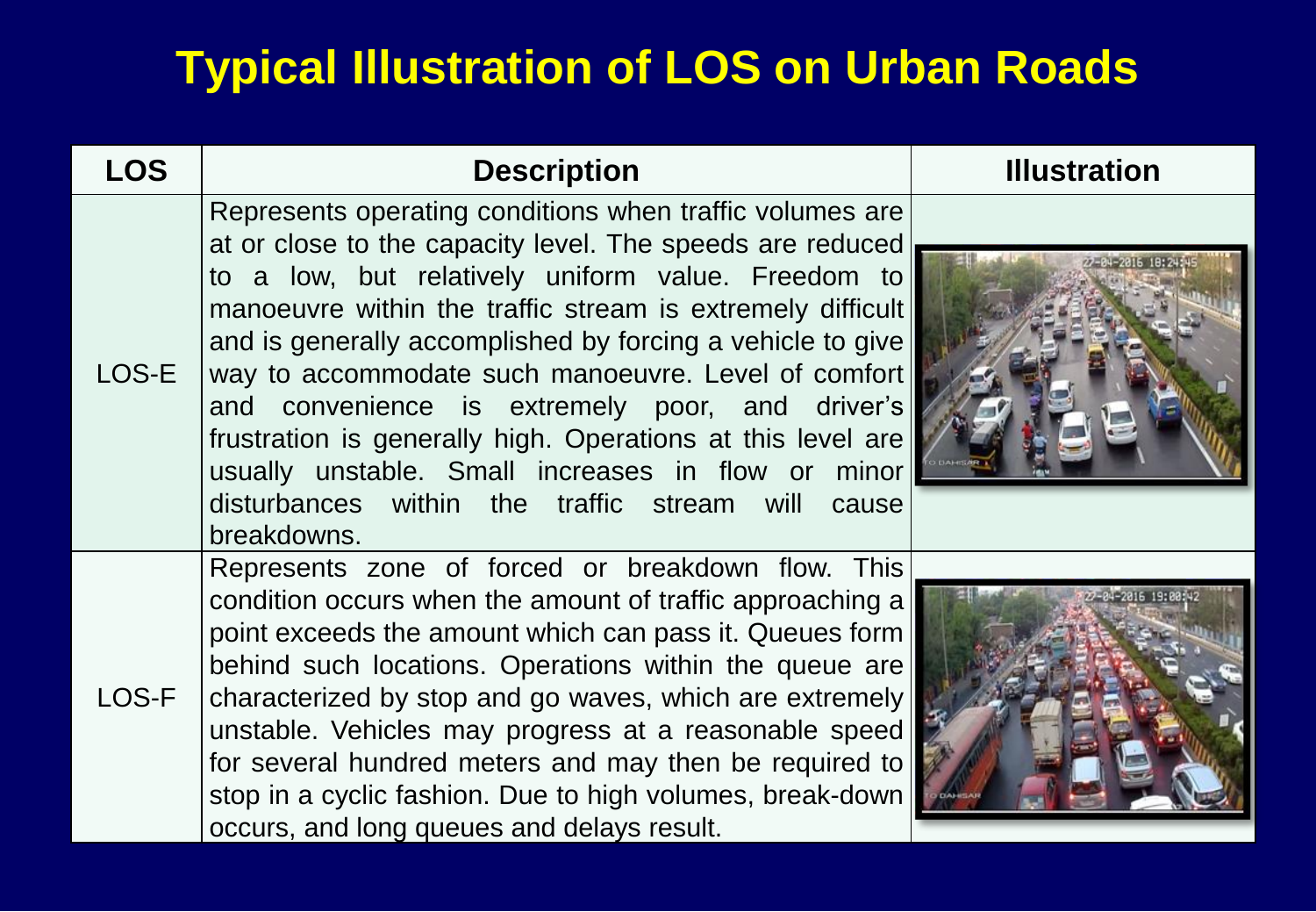# Typical Illustration of LOS on Urban Roads

| LOS | Description | Illustration |
|---|---|---|
| LOS-E | Represents operating conditions when traffic volumes are at or close to the capacity level. The speeds are reduced to a low, but relatively uniform value. Freedom to manoeuvre within the traffic stream is extremely difficult and is generally accomplished by forcing a vehicle to give way to accommodate such manoeuvre. Level of comfort and convenience is extremely poor, and driver's frustration is generally high. Operations at this level are usually unstable. Small increases in flow or minor disturbances within the traffic stream will cause breakdowns. | |
| LOS-F | Represents zone of forced or breakdown flow. This condition occurs when the amount of traffic approaching a point exceeds the amount which can pass it. Queues form behind such locations. Operations within the queue are characterized by stop and go waves, which are extremely unstable. Vehicles may progress at a reasonable speed for several hundred meters and may then be required to stop in a cyclic fashion. Due to high volumes, break-down occurs, and long queues and delays result. | |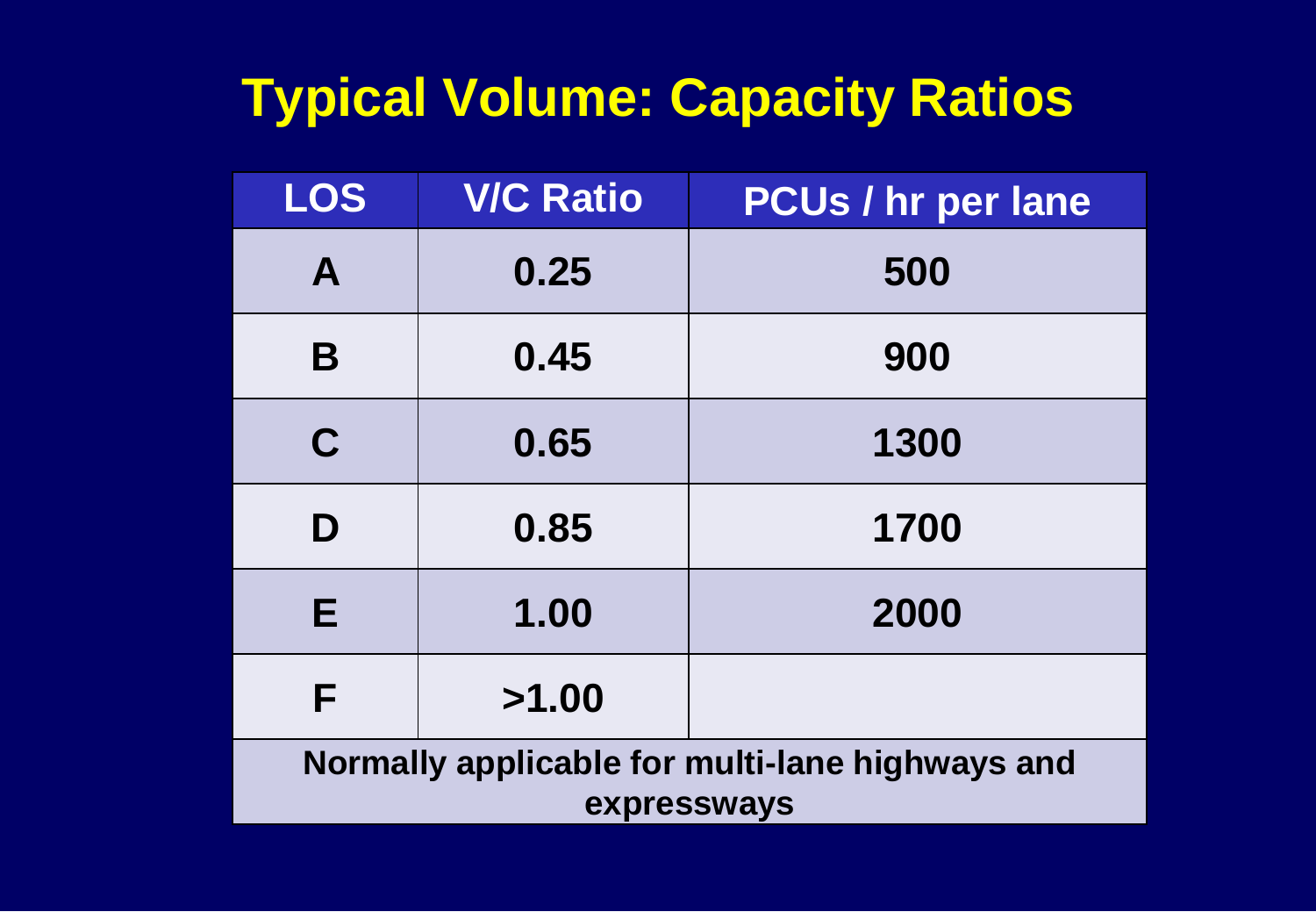# Typical Volume: Capacity Ratios

| LOS | V/C Ratio | PCUs / hr per lane |
|---|---|---|
| A | 0.25 | 500 |
| B | 0.45 | 900 |
| C | 0.65 | 1300 |
| D | 0.85 | 1700 |
| E | 1.00 | 2000 |
| F | >1.00 | |
| **Normally applicable for multi-lane highways and expressways** | | |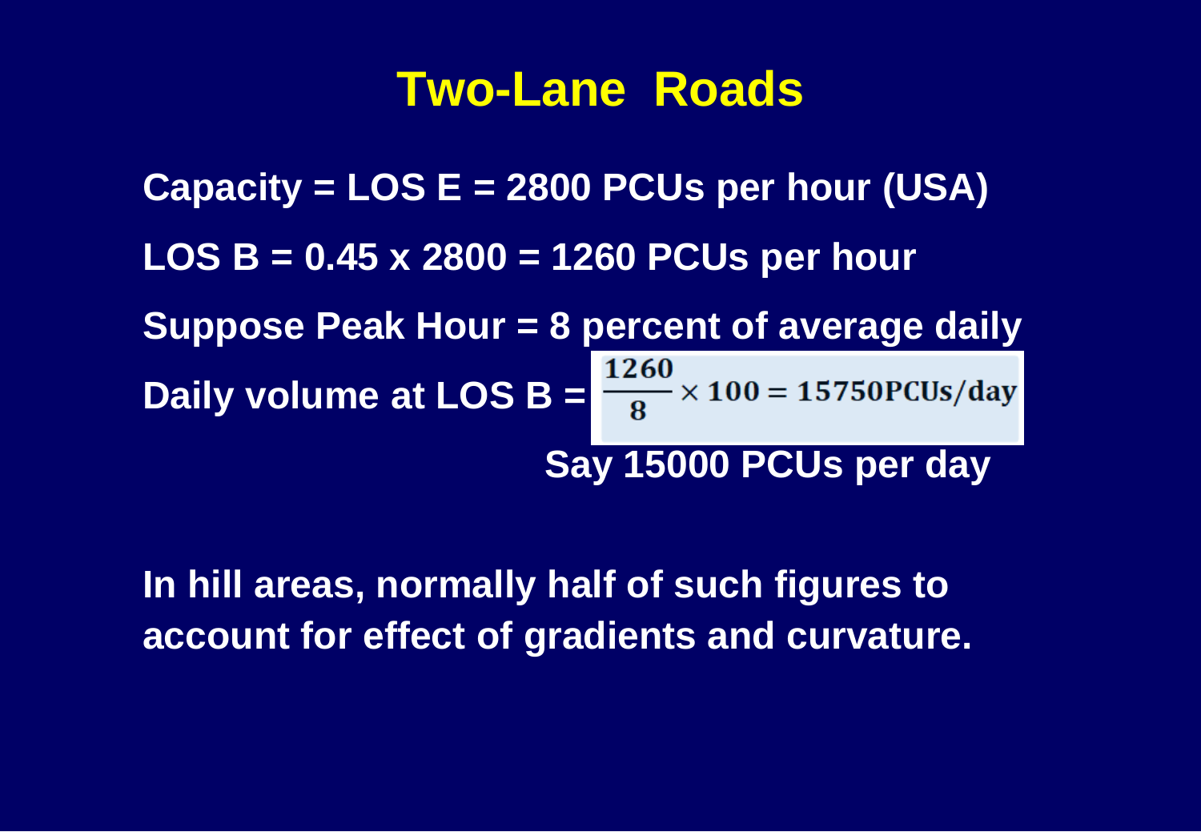# Two-Lane Roads

**Capacity = LOS E = 2800 PCUs per hour (USA)**

**LOS B = 0.45 x 2800 = 1260 PCUs per hour**

**Suppose Peak Hour = 8 percent of average daily**

**Daily volume at LOS B =** $\frac{1260}{8} \times 100 = 15750\text{PCUs/day}$

**Say 15000 PCUs per day**

**In hill areas, normally half of such figures to account for effect of gradients and curvature.**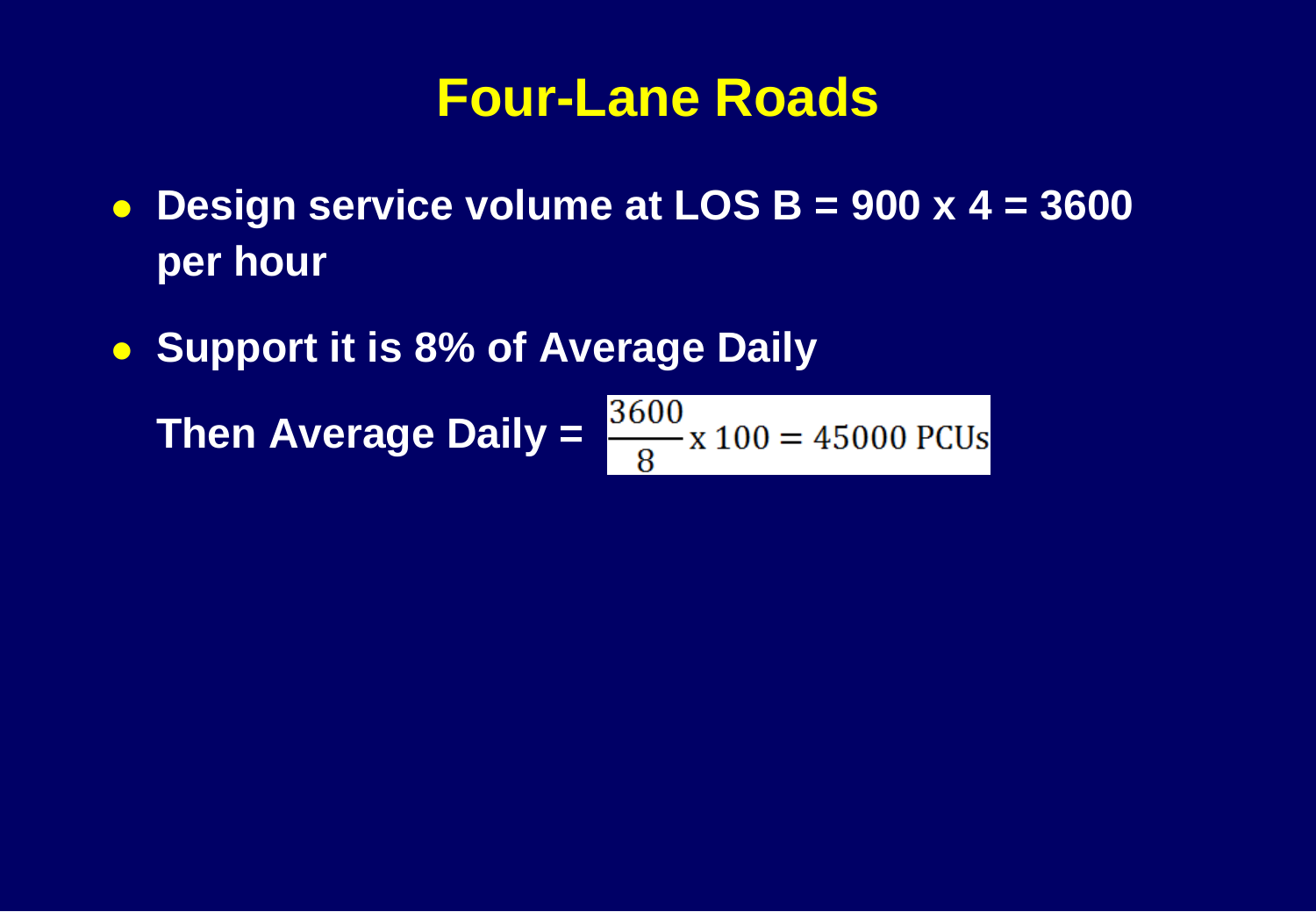# Four-Lane Roads

- **Design service volume at LOS B = 900 x 4 = 3600 per hour**
- **Support it is 8% of Average Daily**

  **Then Average Daily =** $\frac{3600}{8} \text{x}\, 100 = 45000 \text{ PCUs}$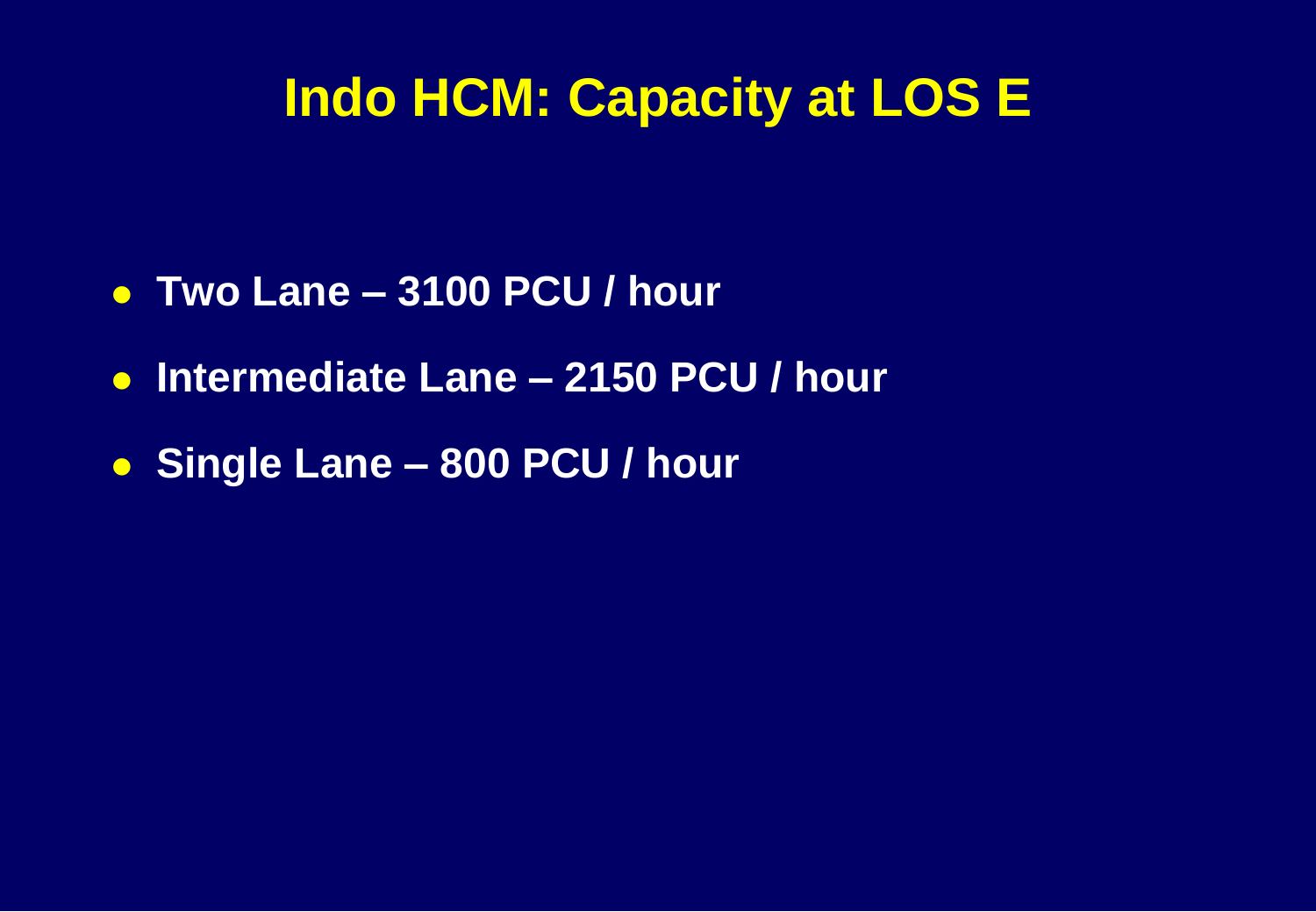# Indo HCM: Capacity at LOS E

- **Two Lane – 3100 PCU / hour**
- **Intermediate Lane – 2150 PCU / hour**
- **Single Lane – 800 PCU / hour**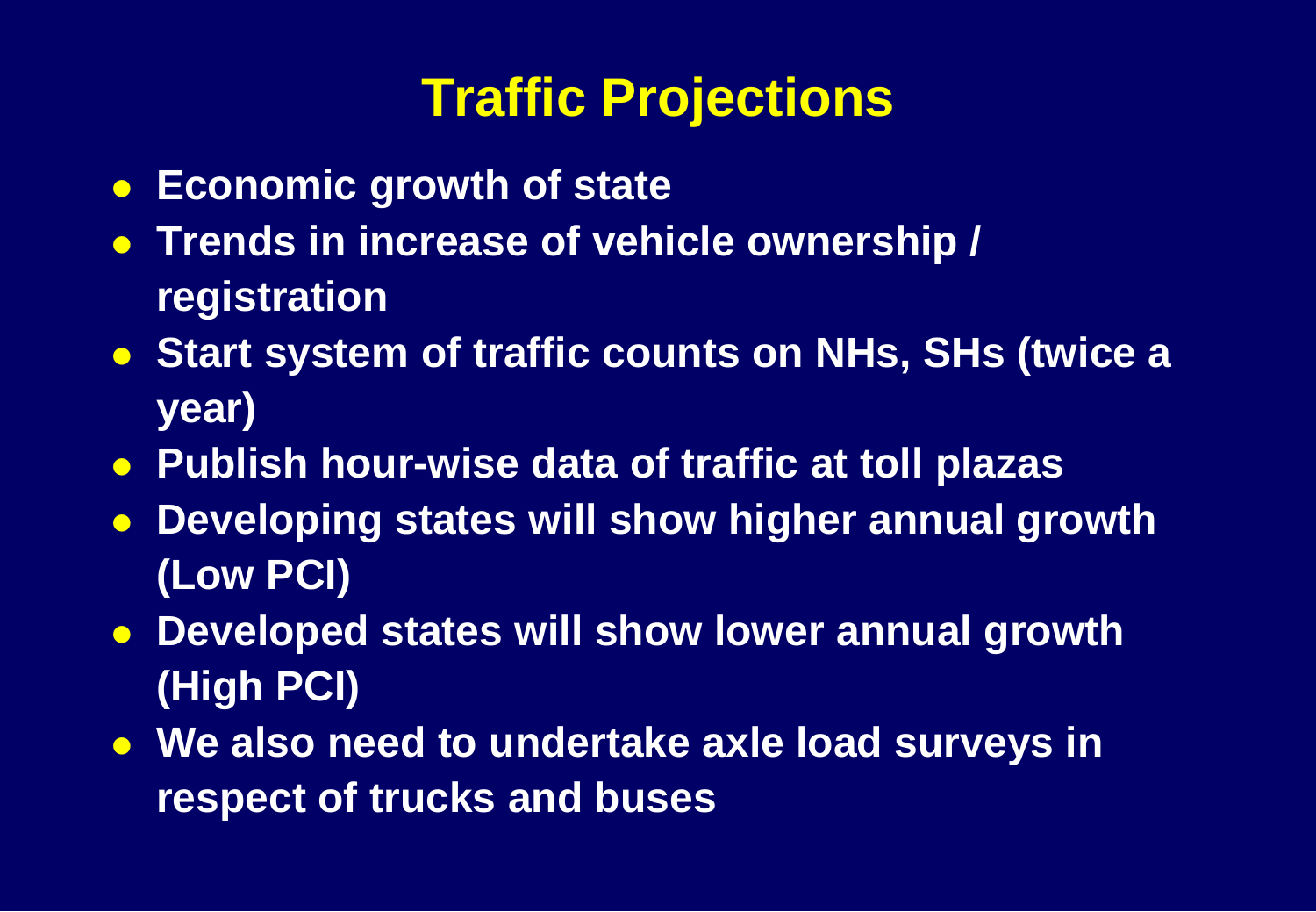# Traffic Projections

- **Economic growth of state**
- **Trends in increase of vehicle ownership / registration**
- **Start system of traffic counts on NHs, SHs (twice a year)**
- **Publish hour-wise data of traffic at toll plazas**
- **Developing states will show higher annual growth (Low PCI)**
- **Developed states will show lower annual growth (High PCI)**
- **We also need to undertake axle load surveys in respect of trucks and buses**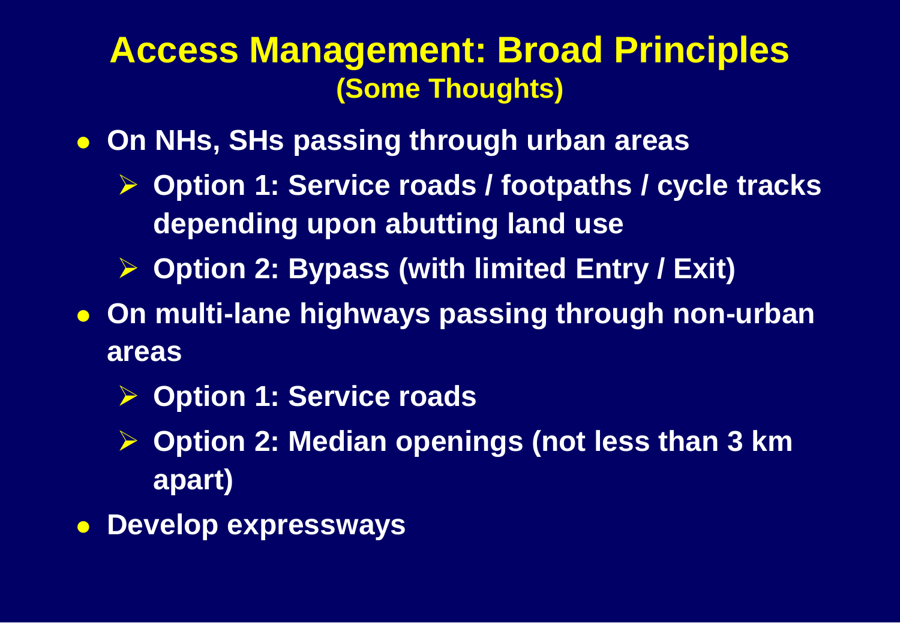# Access Management: Broad Principles
## (Some Thoughts)

- **On NHs, SHs passing through urban areas**
  - **Option 1: Service roads / footpaths / cycle tracks depending upon abutting land use**
  - **Option 2: Bypass (with limited Entry / Exit)**
- **On multi-lane highways passing through non-urban areas**
  - **Option 1: Service roads**
  - **Option 2: Median openings (not less than 3 km apart)**
- **Develop expressways**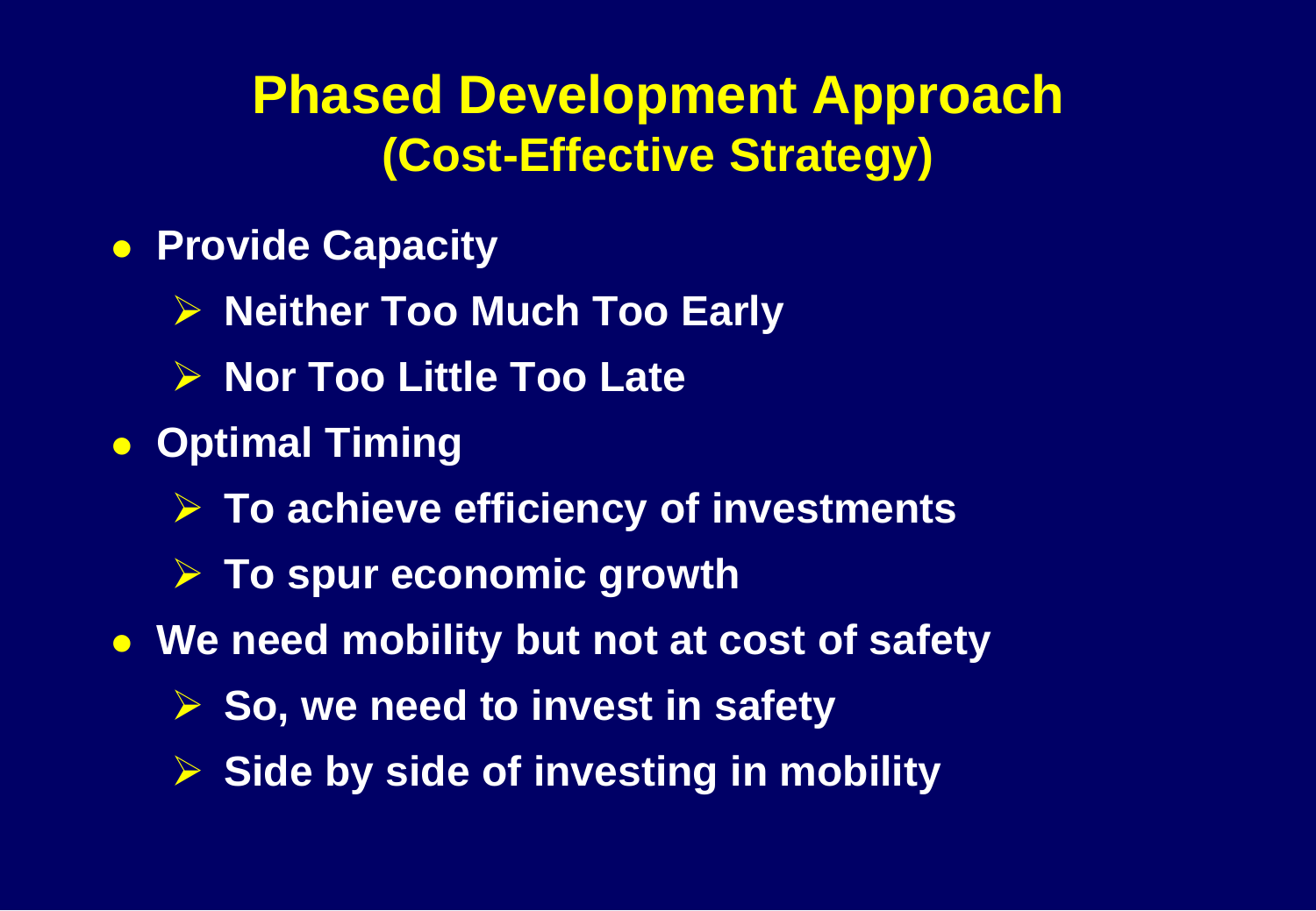# Phased Development Approach
## (Cost-Effective Strategy)

- **Provide Capacity**
  - **Neither Too Much Too Early**
  - **Nor Too Little Too Late**
- **Optimal Timing**
  - **To achieve efficiency of investments**
  - **To spur economic growth**
- **We need mobility but not at cost of safety**
  - **So, we need to invest in safety**
  - **Side by side of investing in mobility**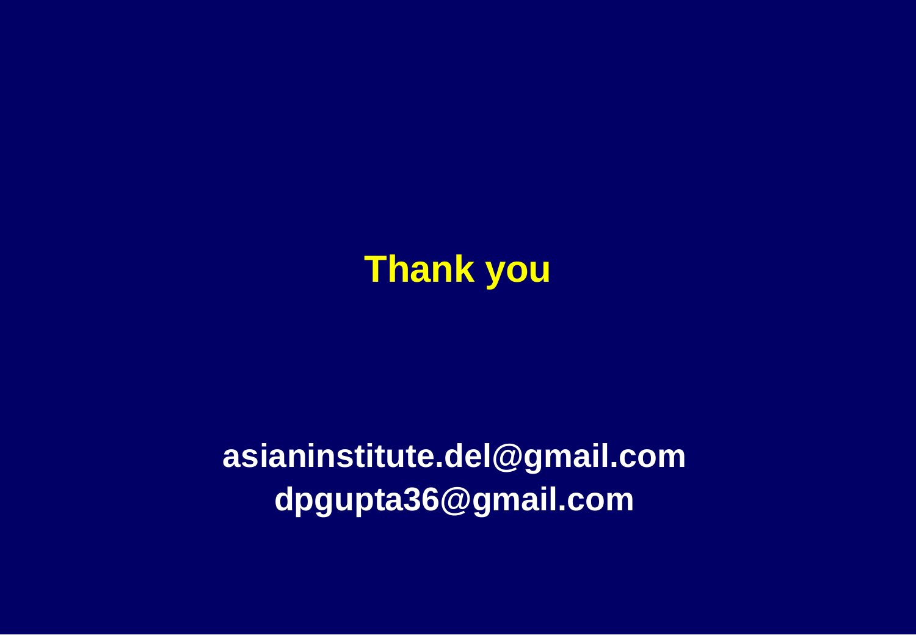# Thank you

**asianinstitute.del@gmail.com**
**dpgupta36@gmail.com**